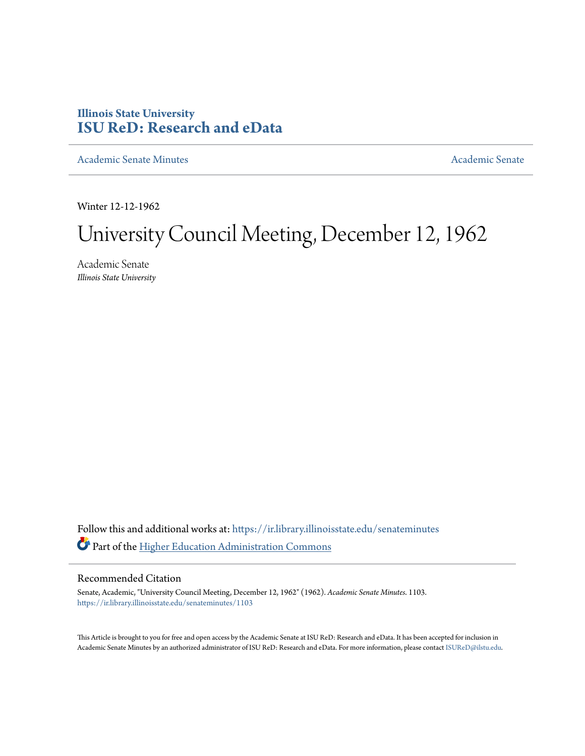# Illinois State University
# ISU ReD: Research and eData

Academic Senate Minutes | Academic Senate

Winter 12-12-1962

# University Council Meeting, December 12, 1962

Academic Senate
*Illinois State University*

Follow this and additional works at: https://ir.library.illinoisstate.edu/senateminutes

Part of the Higher Education Administration Commons

## Recommended Citation

Senate, Academic, "University Council Meeting, December 12, 1962" (1962). *Academic Senate Minutes*. 1103.
https://ir.library.illinoisstate.edu/senateminutes/1103

This Article is brought to you for free and open access by the Academic Senate at ISU ReD: Research and eData. It has been accepted for inclusion in Academic Senate Minutes by an authorized administrator of ISU ReD: Research and eData. For more information, please contact ISUReD@ilstu.edu.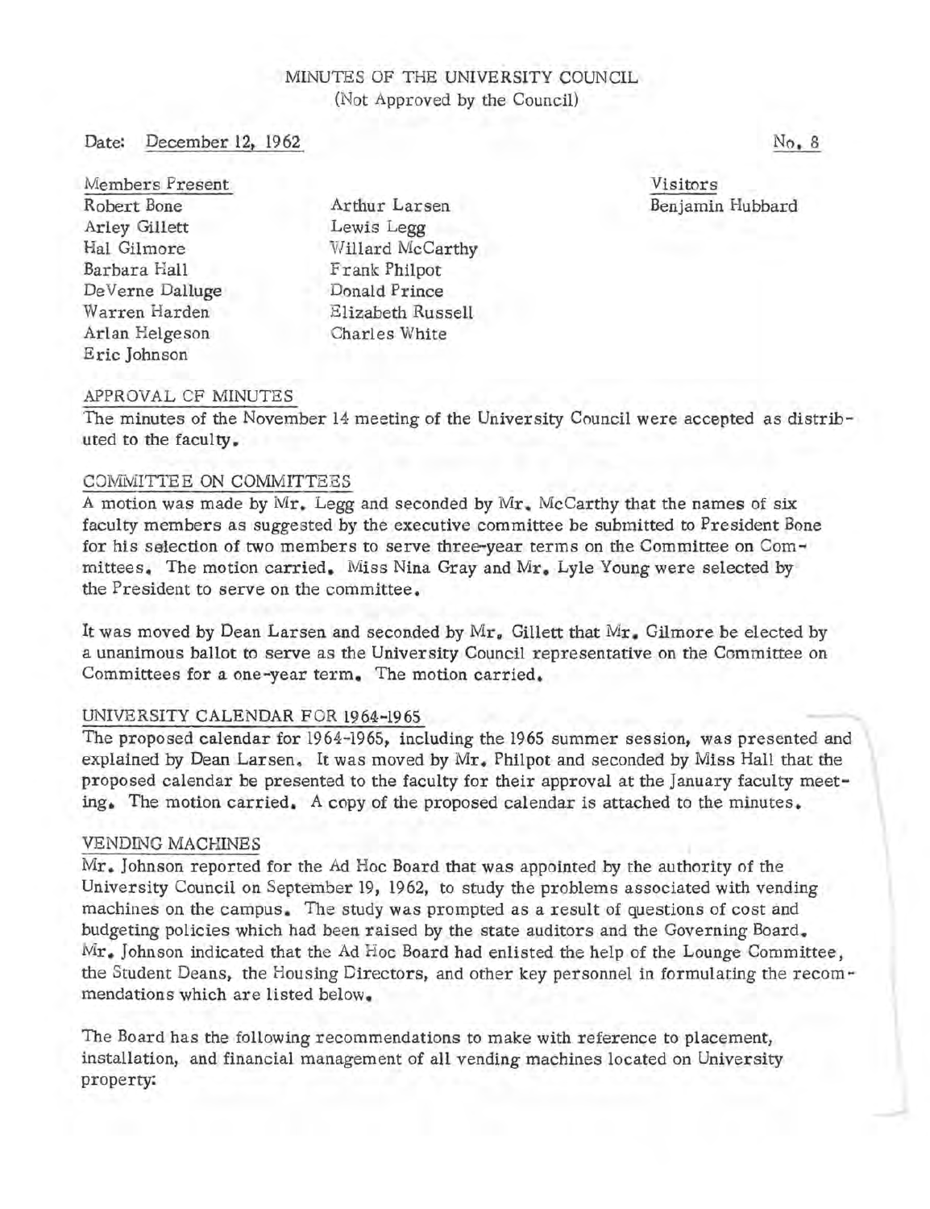# MINUTES OF THE UNIVERSITY COUNCIL
(Not Approved by the Council)

Date: December 12, 1962

No. 8

| Members Present | | Visitors |
|---|---|---|
| Robert Bone | Arthur Larsen | Benjamin Hubbard |
| Arley Gillett | Lewis Legg | |
| Hal Gilmore | Willard McCarthy | |
| Barbara Hall | Frank Philpot | |
| DeVerne Dalluge | Donald Prince | |
| Warren Harden | Elizabeth Russell | |
| Arlan Helgeson | Charles White | |
| Eric Johnson | | |

## APPROVAL OF MINUTES

The minutes of the November 14 meeting of the University Council were accepted as distributed to the faculty.

## COMMITTEE ON COMMITTEES

A motion was made by Mr. Legg and seconded by Mr. McCarthy that the names of six faculty members as suggested by the executive committee be submitted to President Bone for his selection of two members to serve three-year terms on the Committee on Committees. The motion carried. Miss Nina Gray and Mr. Lyle Young were selected by the President to serve on the committee.

It was moved by Dean Larsen and seconded by Mr. Gillett that Mr. Gilmore be elected by a unanimous ballot to serve as the University Council representative on the Committee on Committees for a one-year term. The motion carried.

## UNIVERSITY CALENDAR FOR 1964-1965

The proposed calendar for 1964-1965, including the 1965 summer session, was presented and explained by Dean Larsen. It was moved by Mr. Philpot and seconded by Miss Hall that the proposed calendar be presented to the faculty for their approval at the January faculty meeting. The motion carried. A copy of the proposed calendar is attached to the minutes.

## VENDING MACHINES

Mr. Johnson reported for the Ad Hoc Board that was appointed by the authority of the University Council on September 19, 1962, to study the problems associated with vending machines on the campus. The study was prompted as a result of questions of cost and budgeting policies which had been raised by the state auditors and the Governing Board. Mr. Johnson indicated that the Ad Hoc Board had enlisted the help of the Lounge Committee, the Student Deans, the Housing Directors, and other key personnel in formulating the recommendations which are listed below.

The Board has the following recommendations to make with reference to placement, installation, and financial management of all vending machines located on University property: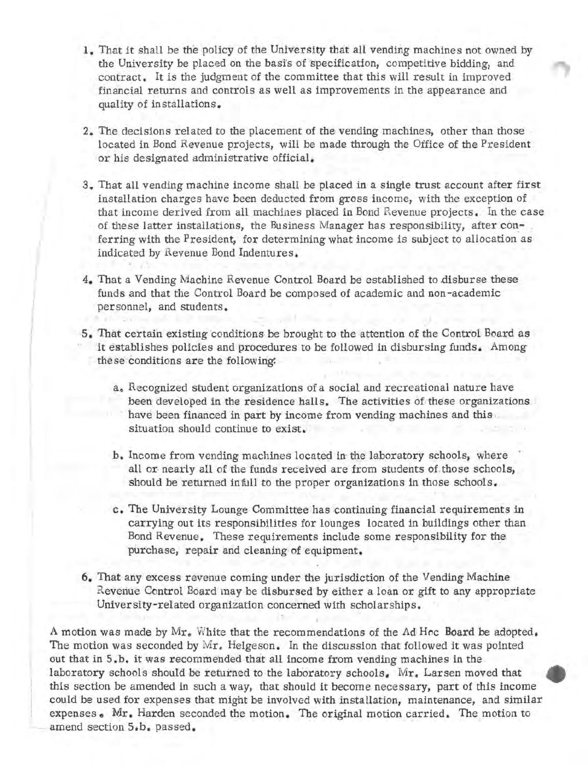1. That it shall be the policy of the University that all vending machines not owned by the University be placed on the basis of specification, competitive bidding, and contract. It is the judgment of the committee that this will result in improved financial returns and controls as well as improvements in the appearance and quality of installations.

2. The decisions related to the placement of the vending machines, other than those located in Bond Revenue projects, will be made through the Office of the President or his designated administrative official.

3. That all vending machine income shall be placed in a single trust account after first installation charges have been deducted from gross income, with the exception of that income derived from all machines placed in Bond Revenue projects. In the case of these latter installations, the Business Manager has responsibility, after conferring with the President, for determining what income is subject to allocation as indicated by Revenue Bond Indentures.

4. That a Vending Machine Revenue Control Board be established to disburse these funds and that the Control Board be composed of academic and non-academic personnel, and students.

5. That certain existing conditions be brought to the attention of the Control Board as it establishes policies and procedures to be followed in disbursing funds. Among these conditions are the following:

   a. Recognized student organizations of a social and recreational nature have been developed in the residence halls. The activities of these organizations have been financed in part by income from vending machines and this situation should continue to exist.

   b. Income from vending machines located in the laboratory schools, where all or nearly all of the funds received are from students of those schools, should be returned in full to the proper organizations in those schools.

   c. The University Lounge Committee has continuing financial requirements in carrying out its responsibilities for lounges located in buildings other than Bond Revenue. These requirements include some responsibility for the purchase, repair and cleaning of equipment.

6. That any excess revenue coming under the jurisdiction of the Vending Machine Revenue Control Board may be disbursed by either a loan or gift to any appropriate University-related organization concerned with scholarships.

A motion was made by Mr. White that the recommendations of the Ad Hoc Board be adopted. The motion was seconded by Mr. Helgeson. In the discussion that followed it was pointed out that in 5.b. it was recommended that all income from vending machines in the laboratory schools should be returned to the laboratory schools. Mr. Larsen moved that this section be amended in such a way, that should it become necessary, part of this income could be used for expenses that might be involved with installation, maintenance, and similar expenses. Mr. Harden seconded the motion. The original motion carried. The motion to amend section 5.b. passed.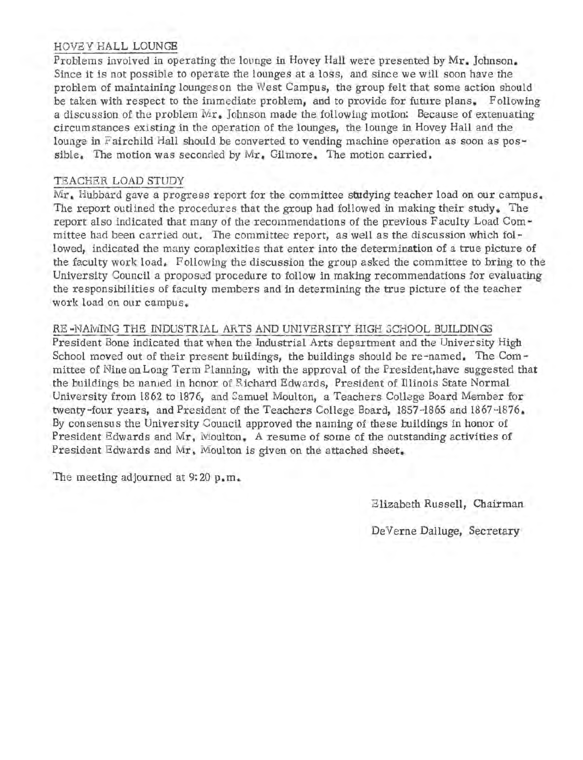## HOVEY HALL LOUNGE

Problems involved in operating the lounge in Hovey Hall were presented by Mr. Johnson. Since it is not possible to operate the lounges at a loss, and since we will soon have the problem of maintaining lounges on the West Campus, the group felt that some action should be taken with respect to the immediate problem, and to provide for future plans. Following a discussion of the problem Mr. Johnson made the following motion: Because of extenuating circumstances existing in the operation of the lounges, the lounge in Hovey Hall and the lounge in Fairchild Hall should be converted to vending machine operation as soon as possible. The motion was seconded by Mr. Gilmore. The motion carried.

## TEACHER LOAD STUDY

Mr. Hubbard gave a progress report for the committee studying teacher load on our campus. The report outlined the procedures that the group had followed in making their study. The report also indicated that many of the recommendations of the previous Faculty Load Committee had been carried out. The committee report, as well as the discussion which followed, indicated the many complexities that enter into the determination of a true picture of the faculty work load. Following the discussion the group asked the committee to bring to the University Council a proposed procedure to follow in making recommendations for evaluating the responsibilities of faculty members and in determining the true picture of the teacher work load on our campus.

## RE-NAMING THE INDUSTRIAL ARTS AND UNIVERSITY HIGH SCHOOL BUILDINGS

President Bone indicated that when the Industrial Arts department and the University High School moved out of their present buildings, the buildings should be re-named. The Committee of Nine on Long Term Planning, with the approval of the President, have suggested that the buildings be named in honor of Richard Edwards, President of Illinois State Normal University from 1862 to 1876, and Samuel Moulton, a Teachers College Board Member for twenty-four years, and President of the Teachers College Board, 1857-1865 and 1867-1876. By consensus the University Council approved the naming of these buildings in honor of President Edwards and Mr. Moulton. A resume of some of the outstanding activities of President Edwards and Mr. Moulton is given on the attached sheet.

The meeting adjourned at 9:20 p.m.

Elizabeth Russell, Chairman

DeVerne Dalluge, Secretary